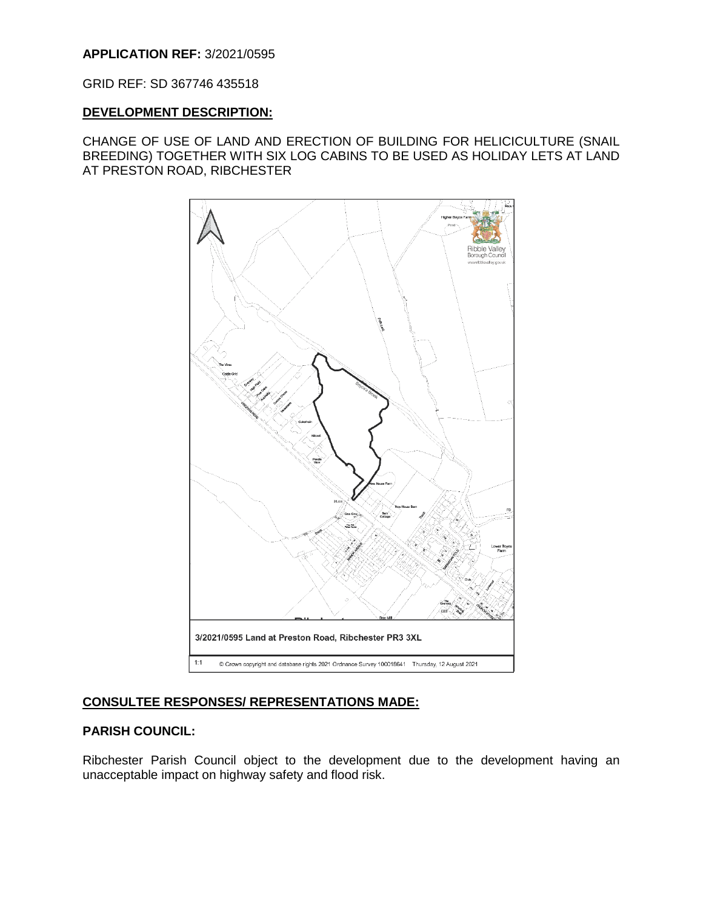**APPLICATION REF:** 3/2021/0595

GRID REF: SD 367746 435518

## DEVELOPMENT DESCRIPTION:

CHANGE OF USE OF LAND AND ERECTION OF BUILDING FOR HELICICULTURE (SNAIL BREEDING) TOGETHER WITH SIX LOG CABINS TO BE USED AS HOLIDAY LETS AT LAND AT PRESTON ROAD, RIBCHESTER

3/2021/0595 Land at Preston Road, Ribchester PR3 3XL

1:1 © Crown copyright and database rights 2021 Ordnance Survey 100018641 Thursday, 12 August 2021

## CONSULTEE RESPONSES/ REPRESENTATIONS MADE:

### PARISH COUNCIL:

Ribchester Parish Council object to the development due to the development having an unacceptable impact on highway safety and flood risk.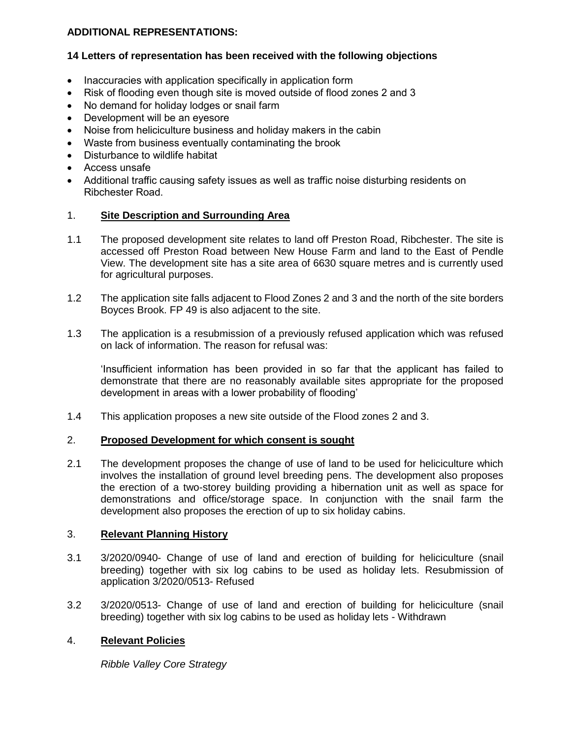**ADDITIONAL REPRESENTATIONS:**

**14 Letters of representation has been received with the following objections**

- Inaccuracies with application specifically in application form
- Risk of flooding even though site is moved outside of flood zones 2 and 3
- No demand for holiday lodges or snail farm
- Development will be an eyesore
- Noise from heliciculture business and holiday makers in the cabin
- Waste from business eventually contaminating the brook
- Disturbance to wildlife habitat
- Access unsafe
- Additional traffic causing safety issues as well as traffic noise disturbing residents on Ribchester Road.

## 1. Site Description and Surrounding Area

1.1 The proposed development site relates to land off Preston Road, Ribchester. The site is accessed off Preston Road between New House Farm and land to the East of Pendle View. The development site has a site area of 6630 square metres and is currently used for agricultural purposes.

1.2 The application site falls adjacent to Flood Zones 2 and 3 and the north of the site borders Boyces Brook. FP 49 is also adjacent to the site.

1.3 The application is a resubmission of a previously refused application which was refused on lack of information. The reason for refusal was:

'Insufficient information has been provided in so far that the applicant has failed to demonstrate that there are no reasonably available sites appropriate for the proposed development in areas with a lower probability of flooding'

1.4 This application proposes a new site outside of the Flood zones 2 and 3.

## 2. Proposed Development for which consent is sought

2.1 The development proposes the change of use of land to be used for heliciculture which involves the installation of ground level breeding pens. The development also proposes the erection of a two-storey building providing a hibernation unit as well as space for demonstrations and office/storage space. In conjunction with the snail farm the development also proposes the erection of up to six holiday cabins.

## 3. Relevant Planning History

3.1 3/2020/0940- Change of use of land and erection of building for heliciculture (snail breeding) together with six log cabins to be used as holiday lets. Resubmission of application 3/2020/0513- Refused

3.2 3/2020/0513- Change of use of land and erection of building for heliciculture (snail breeding) together with six log cabins to be used as holiday lets - Withdrawn

## 4. Relevant Policies

*Ribble Valley Core Strategy*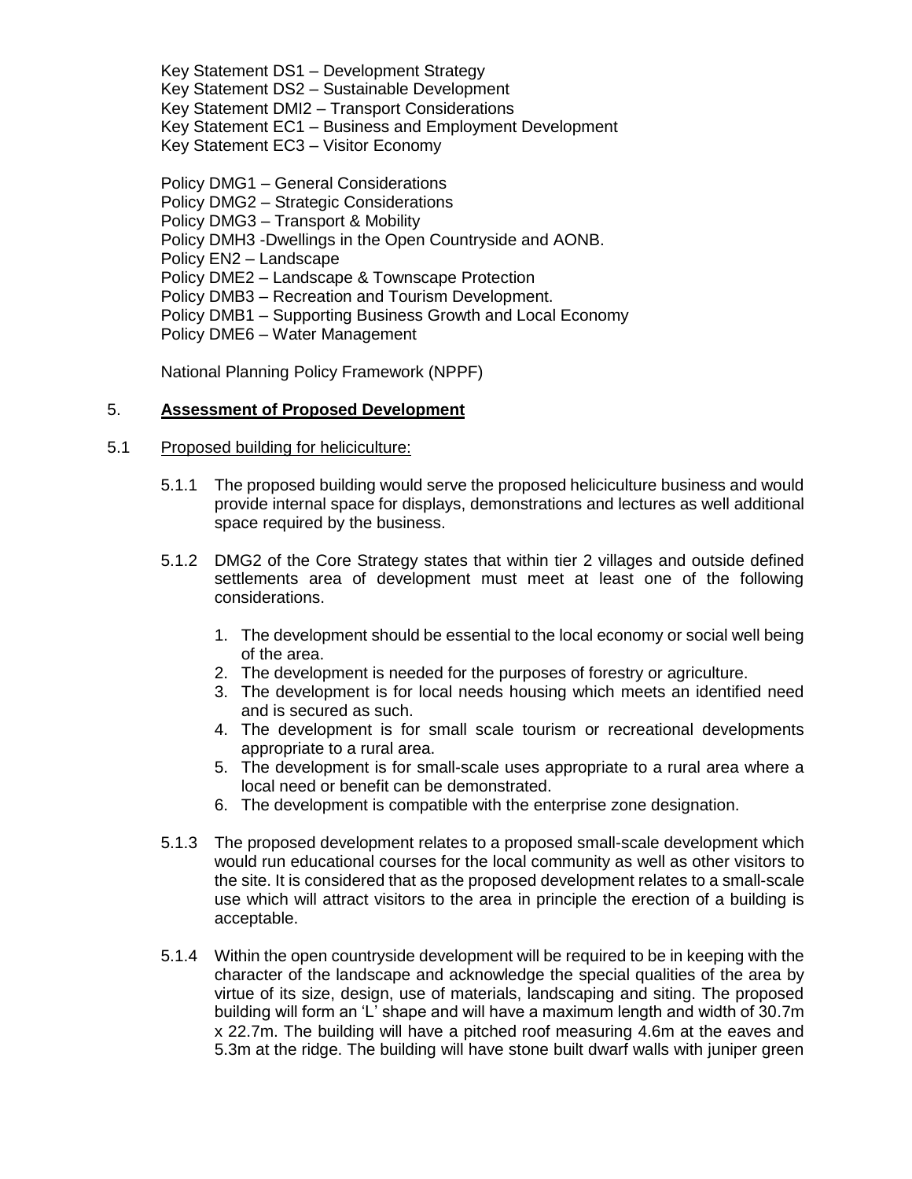Key Statement DS1 – Development Strategy
Key Statement DS2 – Sustainable Development
Key Statement DMI2 – Transport Considerations
Key Statement EC1 – Business and Employment Development
Key Statement EC3 – Visitor Economy

Policy DMG1 – General Considerations
Policy DMG2 – Strategic Considerations
Policy DMG3 – Transport & Mobility
Policy DMH3 -Dwellings in the Open Countryside and AONB.
Policy EN2 – Landscape
Policy DME2 – Landscape & Townscape Protection
Policy DMB3 – Recreation and Tourism Development.
Policy DMB1 – Supporting Business Growth and Local Economy
Policy DME6 – Water Management

National Planning Policy Framework (NPPF)

## 5. **Assessment of Proposed Development**

### 5.1 Proposed building for heliciculture:

5.1.1 The proposed building would serve the proposed heliciculture business and would provide internal space for displays, demonstrations and lectures as well additional space required by the business.

5.1.2 DMG2 of the Core Strategy states that within tier 2 villages and outside defined settlements area of development must meet at least one of the following considerations.

1. The development should be essential to the local economy or social well being of the area.
2. The development is needed for the purposes of forestry or agriculture.
3. The development is for local needs housing which meets an identified need and is secured as such.
4. The development is for small scale tourism or recreational developments appropriate to a rural area.
5. The development is for small-scale uses appropriate to a rural area where a local need or benefit can be demonstrated.
6. The development is compatible with the enterprise zone designation.

5.1.3 The proposed development relates to a proposed small-scale development which would run educational courses for the local community as well as other visitors to the site. It is considered that as the proposed development relates to a small-scale use which will attract visitors to the area in principle the erection of a building is acceptable.

5.1.4 Within the open countryside development will be required to be in keeping with the character of the landscape and acknowledge the special qualities of the area by virtue of its size, design, use of materials, landscaping and siting. The proposed building will form an 'L' shape and will have a maximum length and width of 30.7m x 22.7m. The building will have a pitched roof measuring 4.6m at the eaves and 5.3m at the ridge. The building will have stone built dwarf walls with juniper green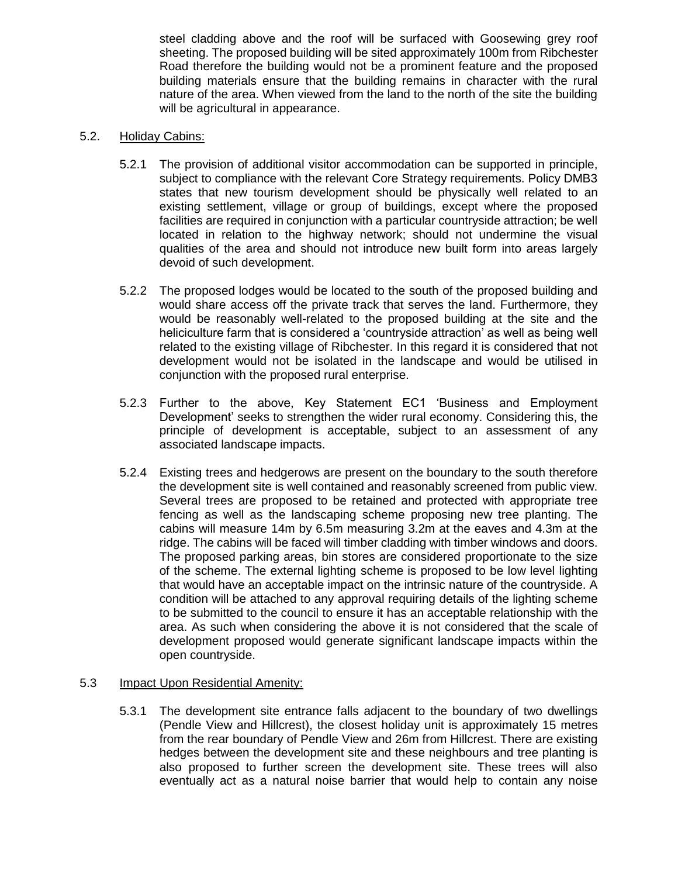steel cladding above and the roof will be surfaced with Goosewing grey roof sheeting. The proposed building will be sited approximately 100m from Ribchester Road therefore the building would not be a prominent feature and the proposed building materials ensure that the building remains in character with the rural nature of the area. When viewed from the land to the north of the site the building will be agricultural in appearance.

5.2. <u>Holiday Cabins:</u>

5.2.1 The provision of additional visitor accommodation can be supported in principle, subject to compliance with the relevant Core Strategy requirements. Policy DMB3 states that new tourism development should be physically well related to an existing settlement, village or group of buildings, except where the proposed facilities are required in conjunction with a particular countryside attraction; be well located in relation to the highway network; should not undermine the visual qualities of the area and should not introduce new built form into areas largely devoid of such development.

5.2.2 The proposed lodges would be located to the south of the proposed building and would share access off the private track that serves the land. Furthermore, they would be reasonably well-related to the proposed building at the site and the heliciculture farm that is considered a 'countryside attraction' as well as being well related to the existing village of Ribchester. In this regard it is considered that not development would not be isolated in the landscape and would be utilised in conjunction with the proposed rural enterprise.

5.2.3 Further to the above, Key Statement EC1 'Business and Employment Development' seeks to strengthen the wider rural economy. Considering this, the principle of development is acceptable, subject to an assessment of any associated landscape impacts.

5.2.4 Existing trees and hedgerows are present on the boundary to the south therefore the development site is well contained and reasonably screened from public view. Several trees are proposed to be retained and protected with appropriate tree fencing as well as the landscaping scheme proposing new tree planting. The cabins will measure 14m by 6.5m measuring 3.2m at the eaves and 4.3m at the ridge. The cabins will be faced will timber cladding with timber windows and doors. The proposed parking areas, bin stores are considered proportionate to the size of the scheme. The external lighting scheme is proposed to be low level lighting that would have an acceptable impact on the intrinsic nature of the countryside. A condition will be attached to any approval requiring details of the lighting scheme to be submitted to the council to ensure it has an acceptable relationship with the area. As such when considering the above it is not considered that the scale of development proposed would generate significant landscape impacts within the open countryside.

5.3 <u>Impact Upon Residential Amenity:</u>

5.3.1 The development site entrance falls adjacent to the boundary of two dwellings (Pendle View and Hillcrest), the closest holiday unit is approximately 15 metres from the rear boundary of Pendle View and 26m from Hillcrest. There are existing hedges between the development site and these neighbours and tree planting is also proposed to further screen the development site. These trees will also eventually act as a natural noise barrier that would help to contain any noise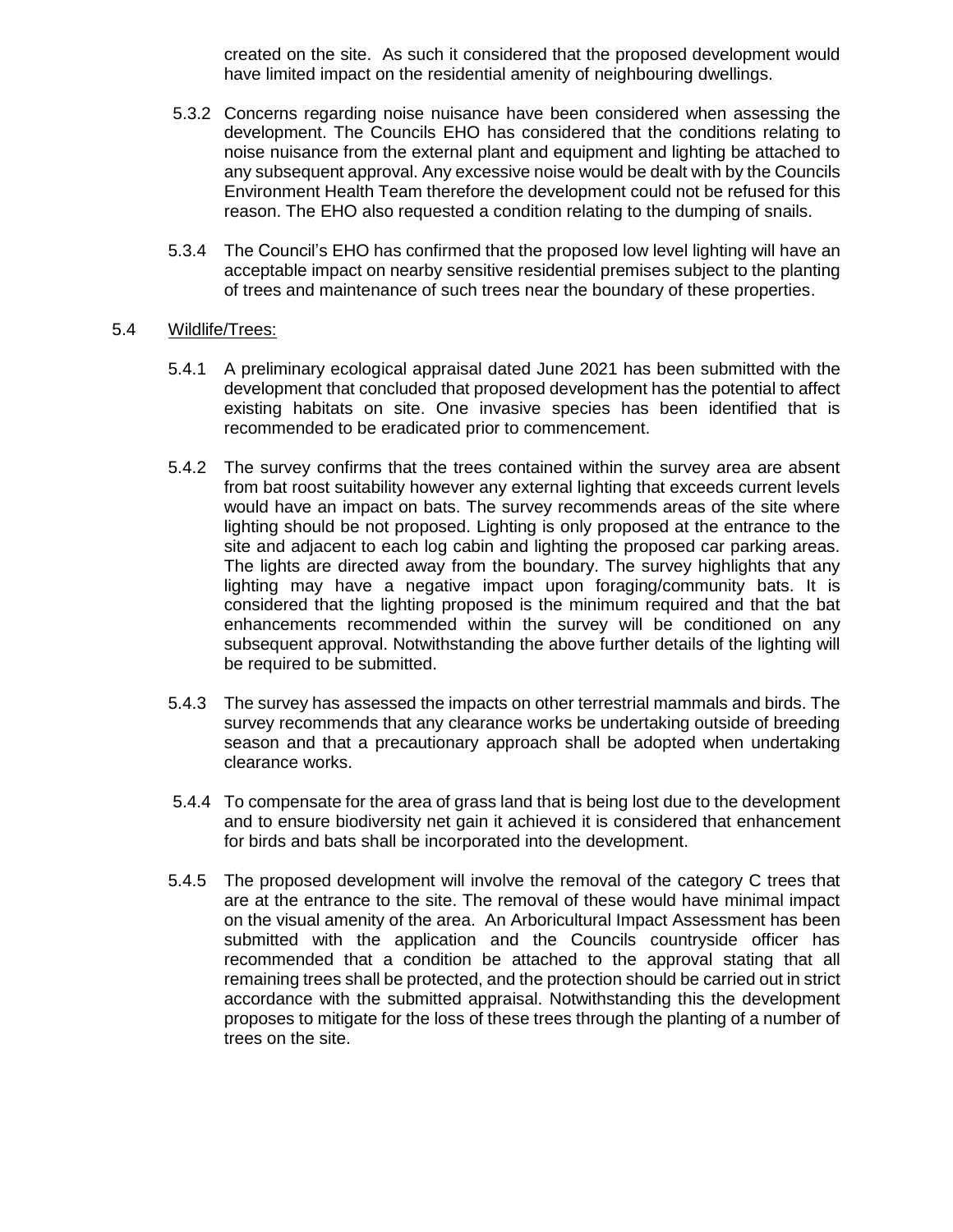created on the site. As such it considered that the proposed development would have limited impact on the residential amenity of neighbouring dwellings.

5.3.2 Concerns regarding noise nuisance have been considered when assessing the development. The Councils EHO has considered that the conditions relating to noise nuisance from the external plant and equipment and lighting be attached to any subsequent approval. Any excessive noise would be dealt with by the Councils Environment Health Team therefore the development could not be refused for this reason. The EHO also requested a condition relating to the dumping of snails.

5.3.4 The Council's EHO has confirmed that the proposed low level lighting will have an acceptable impact on nearby sensitive residential premises subject to the planting of trees and maintenance of such trees near the boundary of these properties.

5.4 Wildlife/Trees:

5.4.1 A preliminary ecological appraisal dated June 2021 has been submitted with the development that concluded that proposed development has the potential to affect existing habitats on site. One invasive species has been identified that is recommended to be eradicated prior to commencement.

5.4.2 The survey confirms that the trees contained within the survey area are absent from bat roost suitability however any external lighting that exceeds current levels would have an impact on bats. The survey recommends areas of the site where lighting should be not proposed. Lighting is only proposed at the entrance to the site and adjacent to each log cabin and lighting the proposed car parking areas. The lights are directed away from the boundary. The survey highlights that any lighting may have a negative impact upon foraging/community bats. It is considered that the lighting proposed is the minimum required and that the bat enhancements recommended within the survey will be conditioned on any subsequent approval. Notwithstanding the above further details of the lighting will be required to be submitted.

5.4.3 The survey has assessed the impacts on other terrestrial mammals and birds. The survey recommends that any clearance works be undertaking outside of breeding season and that a precautionary approach shall be adopted when undertaking clearance works.

5.4.4 To compensate for the area of grass land that is being lost due to the development and to ensure biodiversity net gain it achieved it is considered that enhancement for birds and bats shall be incorporated into the development.

5.4.5 The proposed development will involve the removal of the category C trees that are at the entrance to the site. The removal of these would have minimal impact on the visual amenity of the area. An Arboricultural Impact Assessment has been submitted with the application and the Councils countryside officer has recommended that a condition be attached to the approval stating that all remaining trees shall be protected, and the protection should be carried out in strict accordance with the submitted appraisal. Notwithstanding this the development proposes to mitigate for the loss of these trees through the planting of a number of trees on the site.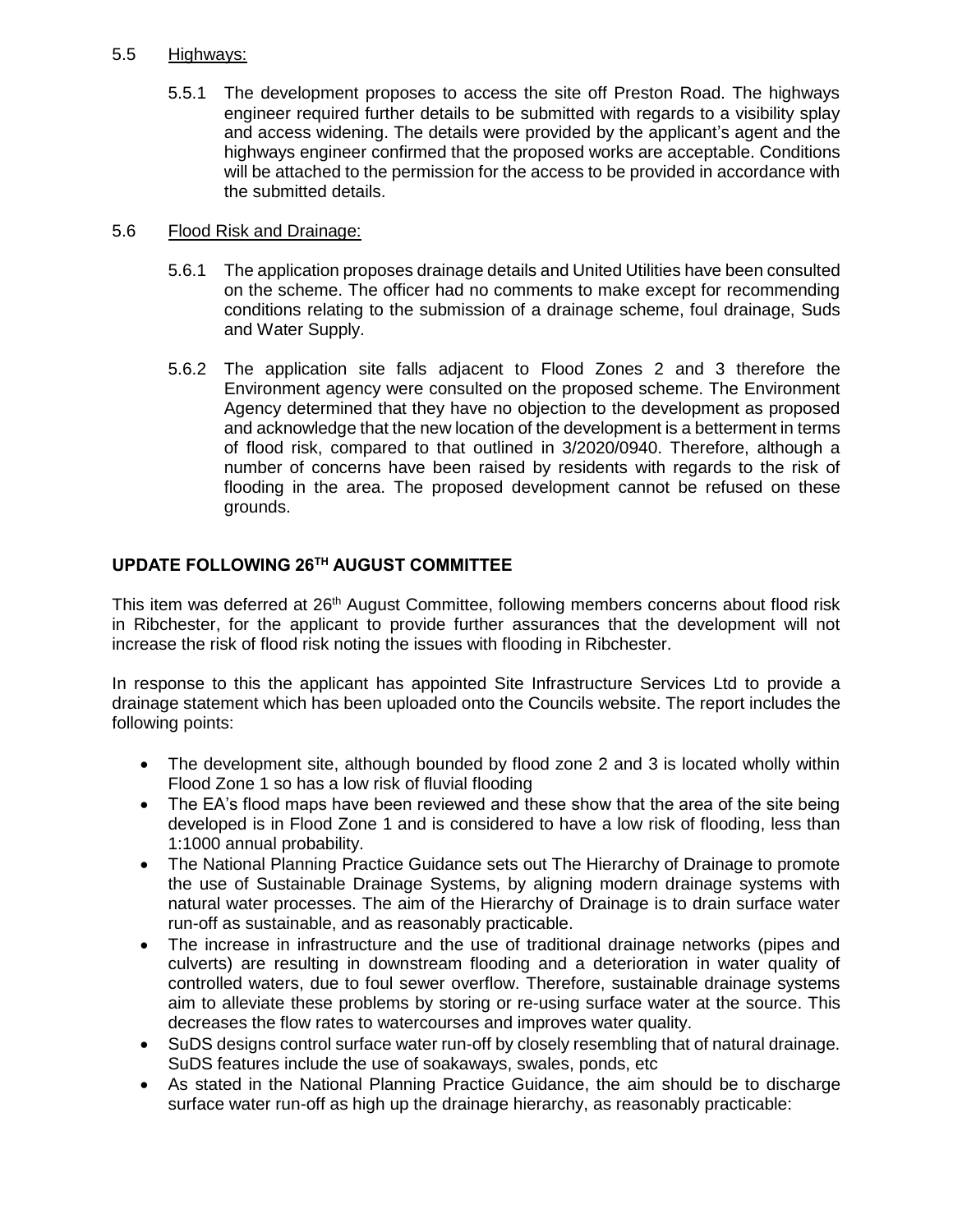5.5 Highways:

5.5.1 The development proposes to access the site off Preston Road. The highways engineer required further details to be submitted with regards to a visibility splay and access widening. The details were provided by the applicant's agent and the highways engineer confirmed that the proposed works are acceptable. Conditions will be attached to the permission for the access to be provided in accordance with the submitted details.

5.6 Flood Risk and Drainage:

5.6.1 The application proposes drainage details and United Utilities have been consulted on the scheme. The officer had no comments to make except for recommending conditions relating to the submission of a drainage scheme, foul drainage, Suds and Water Supply.

5.6.2 The application site falls adjacent to Flood Zones 2 and 3 therefore the Environment agency were consulted on the proposed scheme. The Environment Agency determined that they have no objection to the development as proposed and acknowledge that the new location of the development is a betterment in terms of flood risk, compared to that outlined in 3/2020/0940. Therefore, although a number of concerns have been raised by residents with regards to the risk of flooding in the area. The proposed development cannot be refused on these grounds.

**UPDATE FOLLOWING 26TH AUGUST COMMITTEE**

This item was deferred at 26th August Committee, following members concerns about flood risk in Ribchester, for the applicant to provide further assurances that the development will not increase the risk of flood risk noting the issues with flooding in Ribchester.

In response to this the applicant has appointed Site Infrastructure Services Ltd to provide a drainage statement which has been uploaded onto the Councils website. The report includes the following points:

- The development site, although bounded by flood zone 2 and 3 is located wholly within Flood Zone 1 so has a low risk of fluvial flooding
- The EA's flood maps have been reviewed and these show that the area of the site being developed is in Flood Zone 1 and is considered to have a low risk of flooding, less than 1:1000 annual probability.
- The National Planning Practice Guidance sets out The Hierarchy of Drainage to promote the use of Sustainable Drainage Systems, by aligning modern drainage systems with natural water processes. The aim of the Hierarchy of Drainage is to drain surface water run-off as sustainable, and as reasonably practicable.
- The increase in infrastructure and the use of traditional drainage networks (pipes and culverts) are resulting in downstream flooding and a deterioration in water quality of controlled waters, due to foul sewer overflow. Therefore, sustainable drainage systems aim to alleviate these problems by storing or re-using surface water at the source. This decreases the flow rates to watercourses and improves water quality.
- SuDS designs control surface water run-off by closely resembling that of natural drainage. SuDS features include the use of soakaways, swales, ponds, etc
- As stated in the National Planning Practice Guidance, the aim should be to discharge surface water run-off as high up the drainage hierarchy, as reasonably practicable: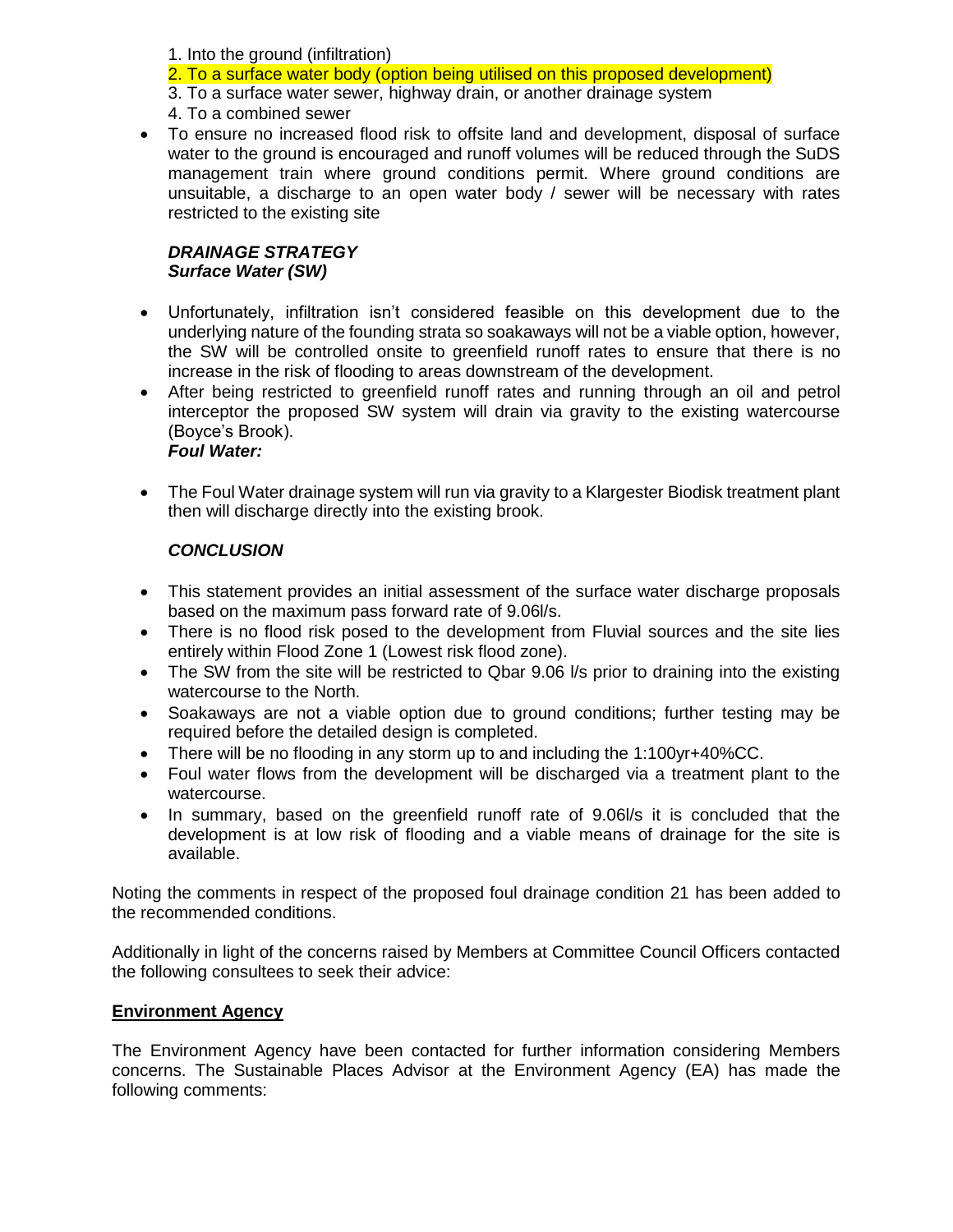1. Into the ground (infiltration)
2. To a surface water body (option being utilised on this proposed development)
3. To a surface water sewer, highway drain, or another drainage system
4. To a combined sewer

- To ensure no increased flood risk to offsite land and development, disposal of surface water to the ground is encouraged and runoff volumes will be reduced through the SuDS management train where ground conditions permit. Where ground conditions are unsuitable, a discharge to an open water body / sewer will be necessary with rates restricted to the existing site

***DRAINAGE STRATEGY***
***Surface Water (SW)***

- Unfortunately, infiltration isn't considered feasible on this development due to the underlying nature of the founding strata so soakaways will not be a viable option, however, the SW will be controlled onsite to greenfield runoff rates to ensure that there is no increase in the risk of flooding to areas downstream of the development.
- After being restricted to greenfield runoff rates and running through an oil and petrol interceptor the proposed SW system will drain via gravity to the existing watercourse (Boyce's Brook).

***Foul Water:***

- The Foul Water drainage system will run via gravity to a Klargester Biodisk treatment plant then will discharge directly into the existing brook.

***CONCLUSION***

- This statement provides an initial assessment of the surface water discharge proposals based on the maximum pass forward rate of 9.06l/s.
- There is no flood risk posed to the development from Fluvial sources and the site lies entirely within Flood Zone 1 (Lowest risk flood zone).
- The SW from the site will be restricted to Qbar 9.06 l/s prior to draining into the existing watercourse to the North.
- Soakaways are not a viable option due to ground conditions; further testing may be required before the detailed design is completed.
- There will be no flooding in any storm up to and including the 1:100yr+40%CC.
- Foul water flows from the development will be discharged via a treatment plant to the watercourse.
- In summary, based on the greenfield runoff rate of 9.06l/s it is concluded that the development is at low risk of flooding and a viable means of drainage for the site is available.

Noting the comments in respect of the proposed foul drainage condition 21 has been added to the recommended conditions.

Additionally in light of the concerns raised by Members at Committee Council Officers contacted the following consultees to seek their advice:

**Environment Agency**

The Environment Agency have been contacted for further information considering Members concerns. The Sustainable Places Advisor at the Environment Agency (EA) has made the following comments: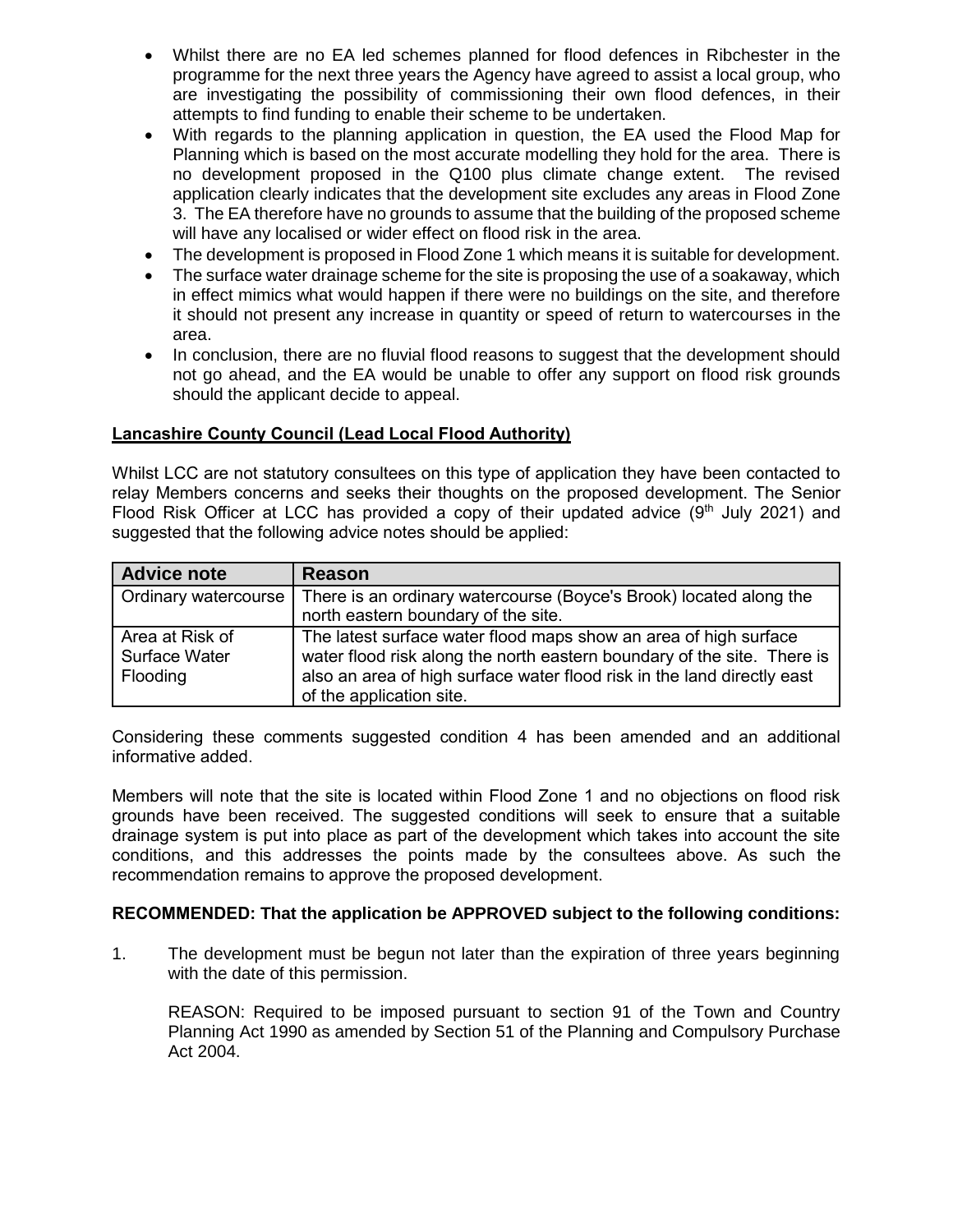- Whilst there are no EA led schemes planned for flood defences in Ribchester in the programme for the next three years the Agency have agreed to assist a local group, who are investigating the possibility of commissioning their own flood defences, in their attempts to find funding to enable their scheme to be undertaken.
- With regards to the planning application in question, the EA used the Flood Map for Planning which is based on the most accurate modelling they hold for the area. There is no development proposed in the Q100 plus climate change extent. The revised application clearly indicates that the development site excludes any areas in Flood Zone 3. The EA therefore have no grounds to assume that the building of the proposed scheme will have any localised or wider effect on flood risk in the area.
- The development is proposed in Flood Zone 1 which means it is suitable for development.
- The surface water drainage scheme for the site is proposing the use of a soakaway, which in effect mimics what would happen if there were no buildings on the site, and therefore it should not present any increase in quantity or speed of return to watercourses in the area.
- In conclusion, there are no fluvial flood reasons to suggest that the development should not go ahead, and the EA would be unable to offer any support on flood risk grounds should the applicant decide to appeal.

**Lancashire County Council (Lead Local Flood Authority)**

Whilst LCC are not statutory consultees on this type of application they have been contacted to relay Members concerns and seeks their thoughts on the proposed development. The Senior Flood Risk Officer at LCC has provided a copy of their updated advice (9th July 2021) and suggested that the following advice notes should be applied:

| Advice note | Reason |
|---|---|
| Ordinary watercourse | There is an ordinary watercourse (Boyce's Brook) located along the north eastern boundary of the site. |
| Area at Risk of Surface Water Flooding | The latest surface water flood maps show an area of high surface water flood risk along the north eastern boundary of the site. There is also an area of high surface water flood risk in the land directly east of the application site. |

Considering these comments suggested condition 4 has been amended and an additional informative added.

Members will note that the site is located within Flood Zone 1 and no objections on flood risk grounds have been received. The suggested conditions will seek to ensure that a suitable drainage system is put into place as part of the development which takes into account the site conditions, and this addresses the points made by the consultees above. As such the recommendation remains to approve the proposed development.

**RECOMMENDED: That the application be APPROVED subject to the following conditions:**

1. The development must be begun not later than the expiration of three years beginning with the date of this permission.

   REASON: Required to be imposed pursuant to section 91 of the Town and Country Planning Act 1990 as amended by Section 51 of the Planning and Compulsory Purchase Act 2004.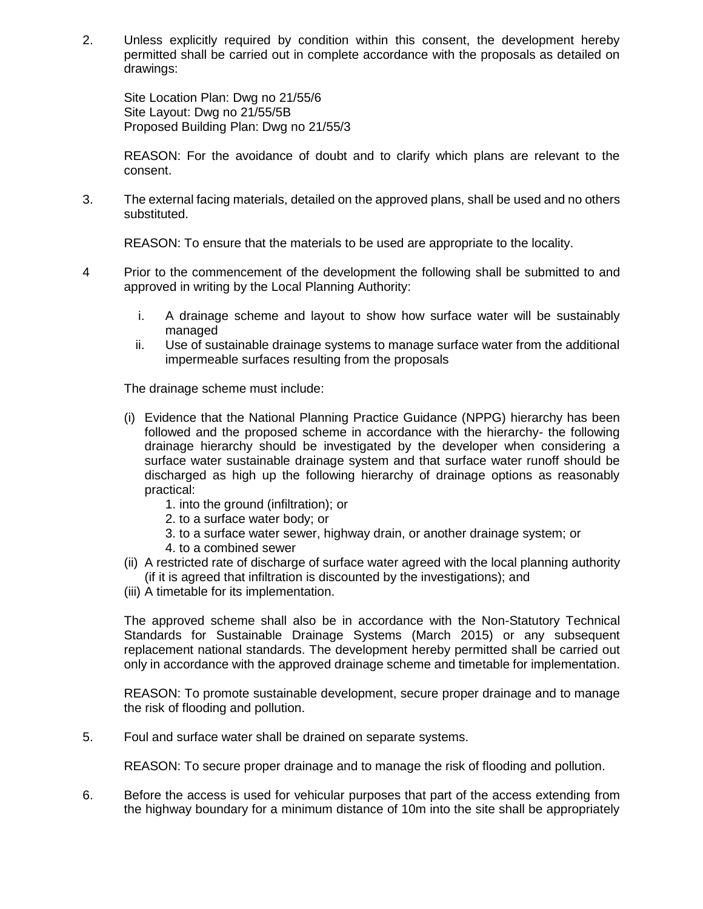2. Unless explicitly required by condition within this consent, the development hereby permitted shall be carried out in complete accordance with the proposals as detailed on drawings:

   Site Location Plan: Dwg no 21/55/6
   Site Layout: Dwg no 21/55/5B
   Proposed Building Plan: Dwg no 21/55/3

   REASON: For the avoidance of doubt and to clarify which plans are relevant to the consent.

3. The external facing materials, detailed on the approved plans, shall be used and no others substituted.

   REASON: To ensure that the materials to be used are appropriate to the locality.

4 Prior to the commencement of the development the following shall be submitted to and approved in writing by the Local Planning Authority:

   i. A drainage scheme and layout to show how surface water will be sustainably managed
   ii. Use of sustainable drainage systems to manage surface water from the additional impermeable surfaces resulting from the proposals

   The drainage scheme must include:

   (i) Evidence that the National Planning Practice Guidance (NPPG) hierarchy has been followed and the proposed scheme in accordance with the hierarchy- the following drainage hierarchy should be investigated by the developer when considering a surface water sustainable drainage system and that surface water runoff should be discharged as high up the following hierarchy of drainage options as reasonably practical:
      1. into the ground (infiltration); or
      2. to a surface water body; or
      3. to a surface water sewer, highway drain, or another drainage system; or
      4. to a combined sewer
   (ii) A restricted rate of discharge of surface water agreed with the local planning authority (if it is agreed that infiltration is discounted by the investigations); and
   (iii) A timetable for its implementation.

   The approved scheme shall also be in accordance with the Non-Statutory Technical Standards for Sustainable Drainage Systems (March 2015) or any subsequent replacement national standards. The development hereby permitted shall be carried out only in accordance with the approved drainage scheme and timetable for implementation.

   REASON: To promote sustainable development, secure proper drainage and to manage the risk of flooding and pollution.

5. Foul and surface water shall be drained on separate systems.

   REASON: To secure proper drainage and to manage the risk of flooding and pollution.

6. Before the access is used for vehicular purposes that part of the access extending from the highway boundary for a minimum distance of 10m into the site shall be appropriately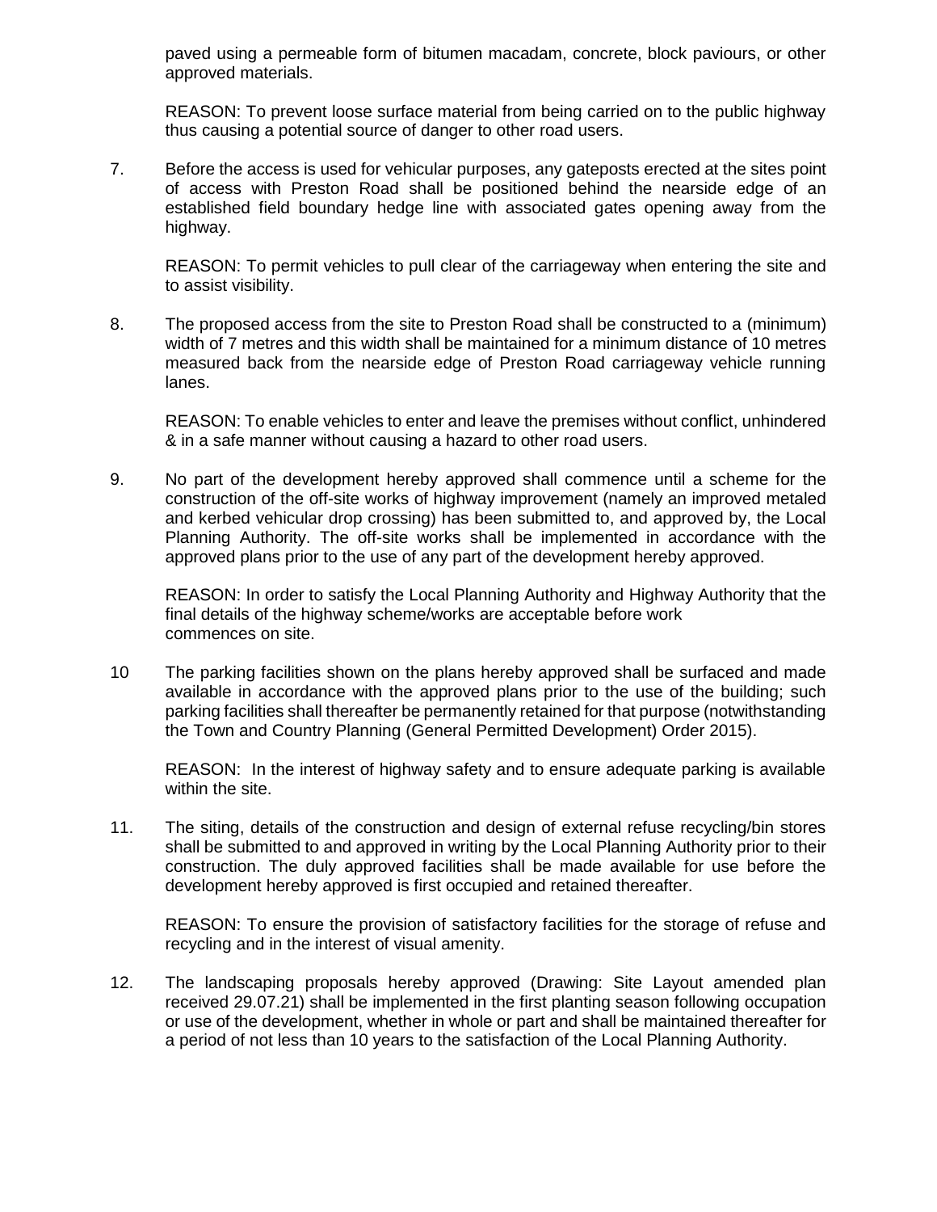paved using a permeable form of bitumen macadam, concrete, block paviours, or other approved materials.

REASON: To prevent loose surface material from being carried on to the public highway thus causing a potential source of danger to other road users.

7. Before the access is used for vehicular purposes, any gateposts erected at the sites point of access with Preston Road shall be positioned behind the nearside edge of an established field boundary hedge line with associated gates opening away from the highway.

   REASON: To permit vehicles to pull clear of the carriageway when entering the site and to assist visibility.

8. The proposed access from the site to Preston Road shall be constructed to a (minimum) width of 7 metres and this width shall be maintained for a minimum distance of 10 metres measured back from the nearside edge of Preston Road carriageway vehicle running lanes.

   REASON: To enable vehicles to enter and leave the premises without conflict, unhindered & in a safe manner without causing a hazard to other road users.

9. No part of the development hereby approved shall commence until a scheme for the construction of the off-site works of highway improvement (namely an improved metaled and kerbed vehicular drop crossing) has been submitted to, and approved by, the Local Planning Authority. The off-site works shall be implemented in accordance with the approved plans prior to the use of any part of the development hereby approved.

   REASON: In order to satisfy the Local Planning Authority and Highway Authority that the final details of the highway scheme/works are acceptable before work commences on site.

10 The parking facilities shown on the plans hereby approved shall be surfaced and made available in accordance with the approved plans prior to the use of the building; such parking facilities shall thereafter be permanently retained for that purpose (notwithstanding the Town and Country Planning (General Permitted Development) Order 2015).

   REASON: In the interest of highway safety and to ensure adequate parking is available within the site.

11. The siting, details of the construction and design of external refuse recycling/bin stores shall be submitted to and approved in writing by the Local Planning Authority prior to their construction. The duly approved facilities shall be made available for use before the development hereby approved is first occupied and retained thereafter.

    REASON: To ensure the provision of satisfactory facilities for the storage of refuse and recycling and in the interest of visual amenity.

12. The landscaping proposals hereby approved (Drawing: Site Layout amended plan received 29.07.21) shall be implemented in the first planting season following occupation or use of the development, whether in whole or part and shall be maintained thereafter for a period of not less than 10 years to the satisfaction of the Local Planning Authority.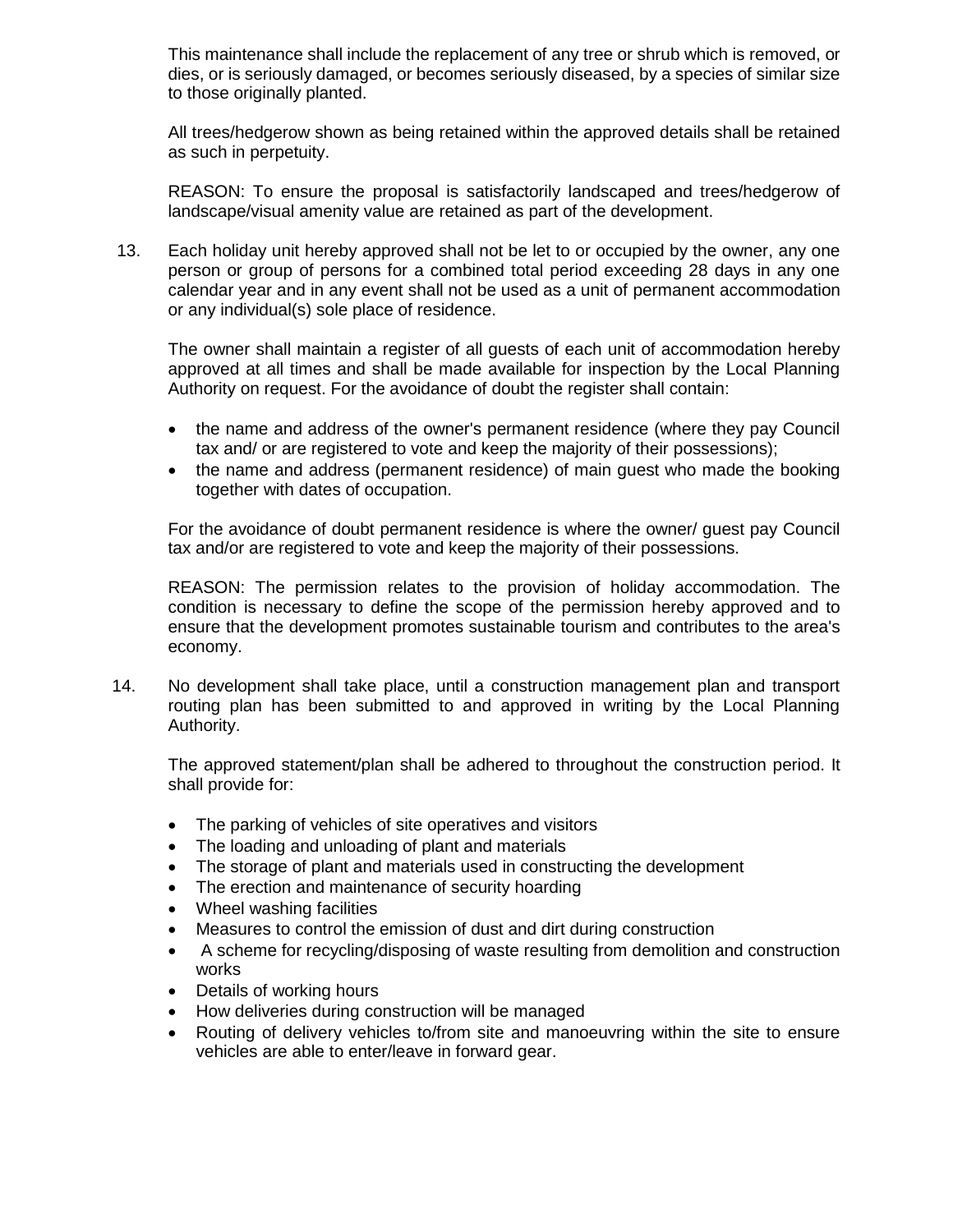This maintenance shall include the replacement of any tree or shrub which is removed, or dies, or is seriously damaged, or becomes seriously diseased, by a species of similar size to those originally planted.

All trees/hedgerow shown as being retained within the approved details shall be retained as such in perpetuity.

REASON: To ensure the proposal is satisfactorily landscaped and trees/hedgerow of landscape/visual amenity value are retained as part of the development.

13. Each holiday unit hereby approved shall not be let to or occupied by the owner, any one person or group of persons for a combined total period exceeding 28 days in any one calendar year and in any event shall not be used as a unit of permanent accommodation or any individual(s) sole place of residence.

    The owner shall maintain a register of all guests of each unit of accommodation hereby approved at all times and shall be made available for inspection by the Local Planning Authority on request. For the avoidance of doubt the register shall contain:

    - the name and address of the owner's permanent residence (where they pay Council tax and/ or are registered to vote and keep the majority of their possessions);
    - the name and address (permanent residence) of main guest who made the booking together with dates of occupation.

    For the avoidance of doubt permanent residence is where the owner/ guest pay Council tax and/or are registered to vote and keep the majority of their possessions.

    REASON: The permission relates to the provision of holiday accommodation. The condition is necessary to define the scope of the permission hereby approved and to ensure that the development promotes sustainable tourism and contributes to the area's economy.

14. No development shall take place, until a construction management plan and transport routing plan has been submitted to and approved in writing by the Local Planning Authority.

    The approved statement/plan shall be adhered to throughout the construction period. It shall provide for:

    - The parking of vehicles of site operatives and visitors
    - The loading and unloading of plant and materials
    - The storage of plant and materials used in constructing the development
    - The erection and maintenance of security hoarding
    - Wheel washing facilities
    - Measures to control the emission of dust and dirt during construction
    - A scheme for recycling/disposing of waste resulting from demolition and construction works
    - Details of working hours
    - How deliveries during construction will be managed
    - Routing of delivery vehicles to/from site and manoeuvring within the site to ensure vehicles are able to enter/leave in forward gear.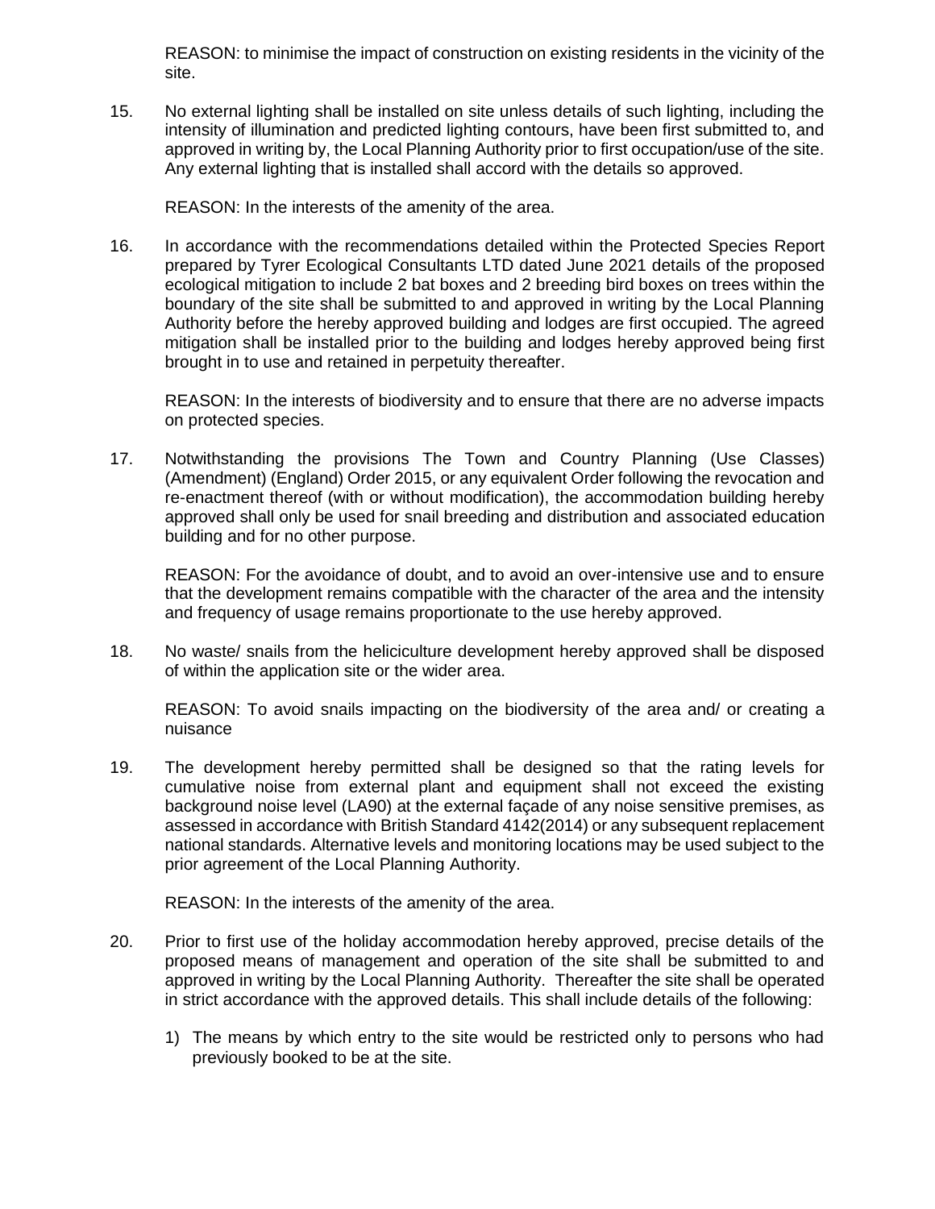REASON: to minimise the impact of construction on existing residents in the vicinity of the site.

15. No external lighting shall be installed on site unless details of such lighting, including the intensity of illumination and predicted lighting contours, have been first submitted to, and approved in writing by, the Local Planning Authority prior to first occupation/use of the site. Any external lighting that is installed shall accord with the details so approved.

    REASON: In the interests of the amenity of the area.

16. In accordance with the recommendations detailed within the Protected Species Report prepared by Tyrer Ecological Consultants LTD dated June 2021 details of the proposed ecological mitigation to include 2 bat boxes and 2 breeding bird boxes on trees within the boundary of the site shall be submitted to and approved in writing by the Local Planning Authority before the hereby approved building and lodges are first occupied. The agreed mitigation shall be installed prior to the building and lodges hereby approved being first brought in to use and retained in perpetuity thereafter.

    REASON: In the interests of biodiversity and to ensure that there are no adverse impacts on protected species.

17. Notwithstanding the provisions The Town and Country Planning (Use Classes) (Amendment) (England) Order 2015, or any equivalent Order following the revocation and re-enactment thereof (with or without modification), the accommodation building hereby approved shall only be used for snail breeding and distribution and associated education building and for no other purpose.

    REASON: For the avoidance of doubt, and to avoid an over-intensive use and to ensure that the development remains compatible with the character of the area and the intensity and frequency of usage remains proportionate to the use hereby approved.

18. No waste/ snails from the heliciculture development hereby approved shall be disposed of within the application site or the wider area.

    REASON: To avoid snails impacting on the biodiversity of the area and/ or creating a nuisance

19. The development hereby permitted shall be designed so that the rating levels for cumulative noise from external plant and equipment shall not exceed the existing background noise level (LA90) at the external façade of any noise sensitive premises, as assessed in accordance with British Standard 4142(2014) or any subsequent replacement national standards. Alternative levels and monitoring locations may be used subject to the prior agreement of the Local Planning Authority.

    REASON: In the interests of the amenity of the area.

20. Prior to first use of the holiday accommodation hereby approved, precise details of the proposed means of management and operation of the site shall be submitted to and approved in writing by the Local Planning Authority. Thereafter the site shall be operated in strict accordance with the approved details. This shall include details of the following:

    1) The means by which entry to the site would be restricted only to persons who had previously booked to be at the site.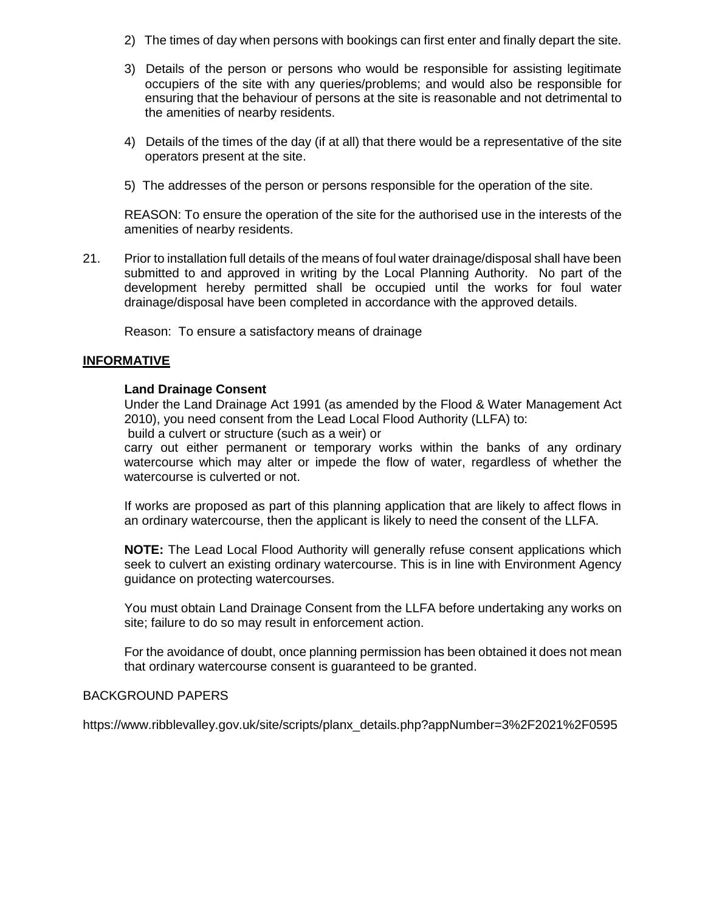2) The times of day when persons with bookings can first enter and finally depart the site.

3) Details of the person or persons who would be responsible for assisting legitimate occupiers of the site with any queries/problems; and would also be responsible for ensuring that the behaviour of persons at the site is reasonable and not detrimental to the amenities of nearby residents.

4) Details of the times of the day (if at all) that there would be a representative of the site operators present at the site.

5) The addresses of the person or persons responsible for the operation of the site.

REASON: To ensure the operation of the site for the authorised use in the interests of the amenities of nearby residents.

21. Prior to installation full details of the means of foul water drainage/disposal shall have been submitted to and approved in writing by the Local Planning Authority. No part of the development hereby permitted shall be occupied until the works for foul water drainage/disposal have been completed in accordance with the approved details.

Reason: To ensure a satisfactory means of drainage

## INFORMATIVE

**Land Drainage Consent**

Under the Land Drainage Act 1991 (as amended by the Flood & Water Management Act 2010), you need consent from the Lead Local Flood Authority (LLFA) to:

build a culvert or structure (such as a weir) or

carry out either permanent or temporary works within the banks of any ordinary watercourse which may alter or impede the flow of water, regardless of whether the watercourse is culverted or not.

If works are proposed as part of this planning application that are likely to affect flows in an ordinary watercourse, then the applicant is likely to need the consent of the LLFA.

**NOTE:** The Lead Local Flood Authority will generally refuse consent applications which seek to culvert an existing ordinary watercourse. This is in line with Environment Agency guidance on protecting watercourses.

You must obtain Land Drainage Consent from the LLFA before undertaking any works on site; failure to do so may result in enforcement action.

For the avoidance of doubt, once planning permission has been obtained it does not mean that ordinary watercourse consent is guaranteed to be granted.

BACKGROUND PAPERS

https://www.ribblevalley.gov.uk/site/scripts/planx_details.php?appNumber=3%2F2021%2F0595